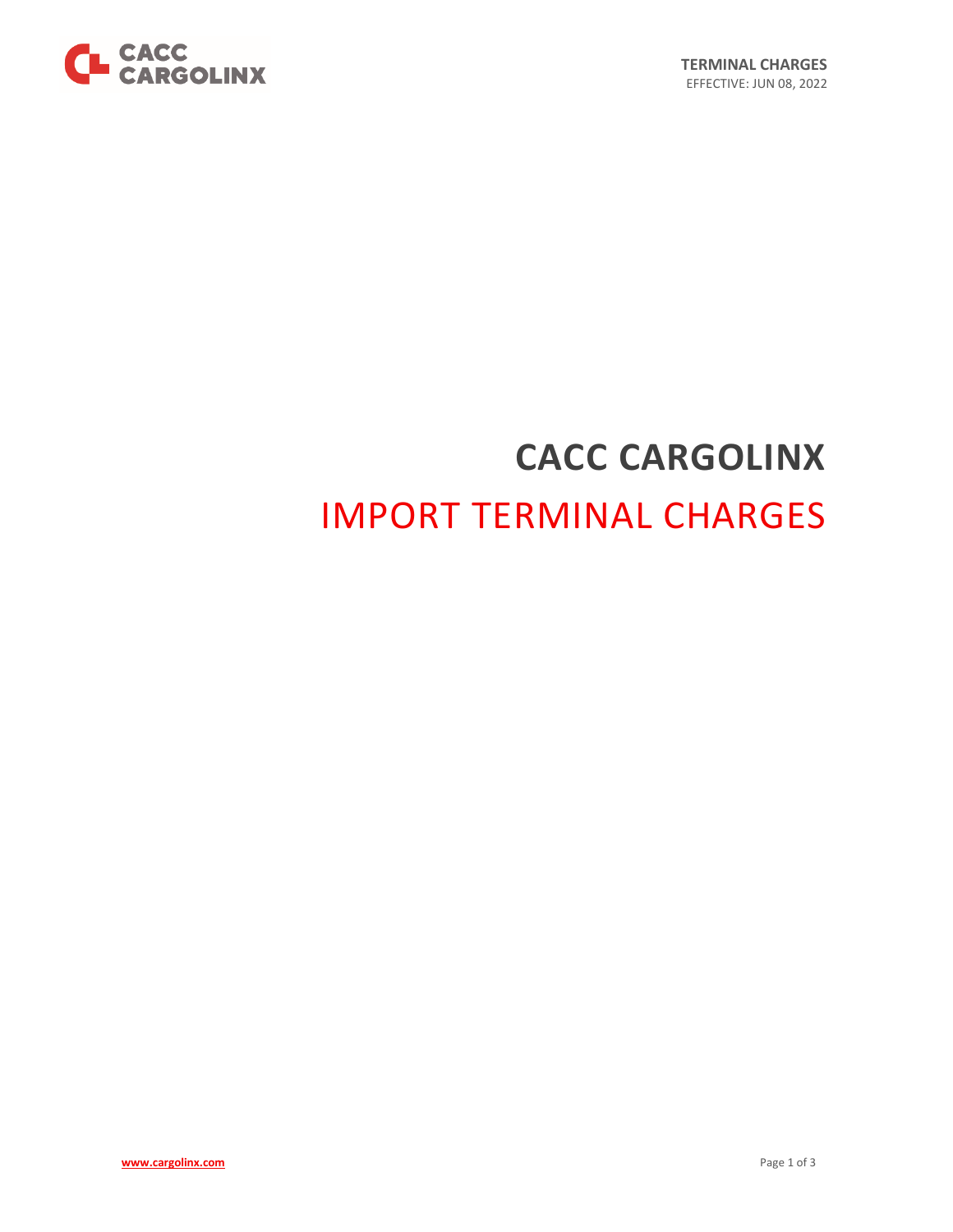# CACC CARGOLINX

## IMPORT TERMINAL CHARGES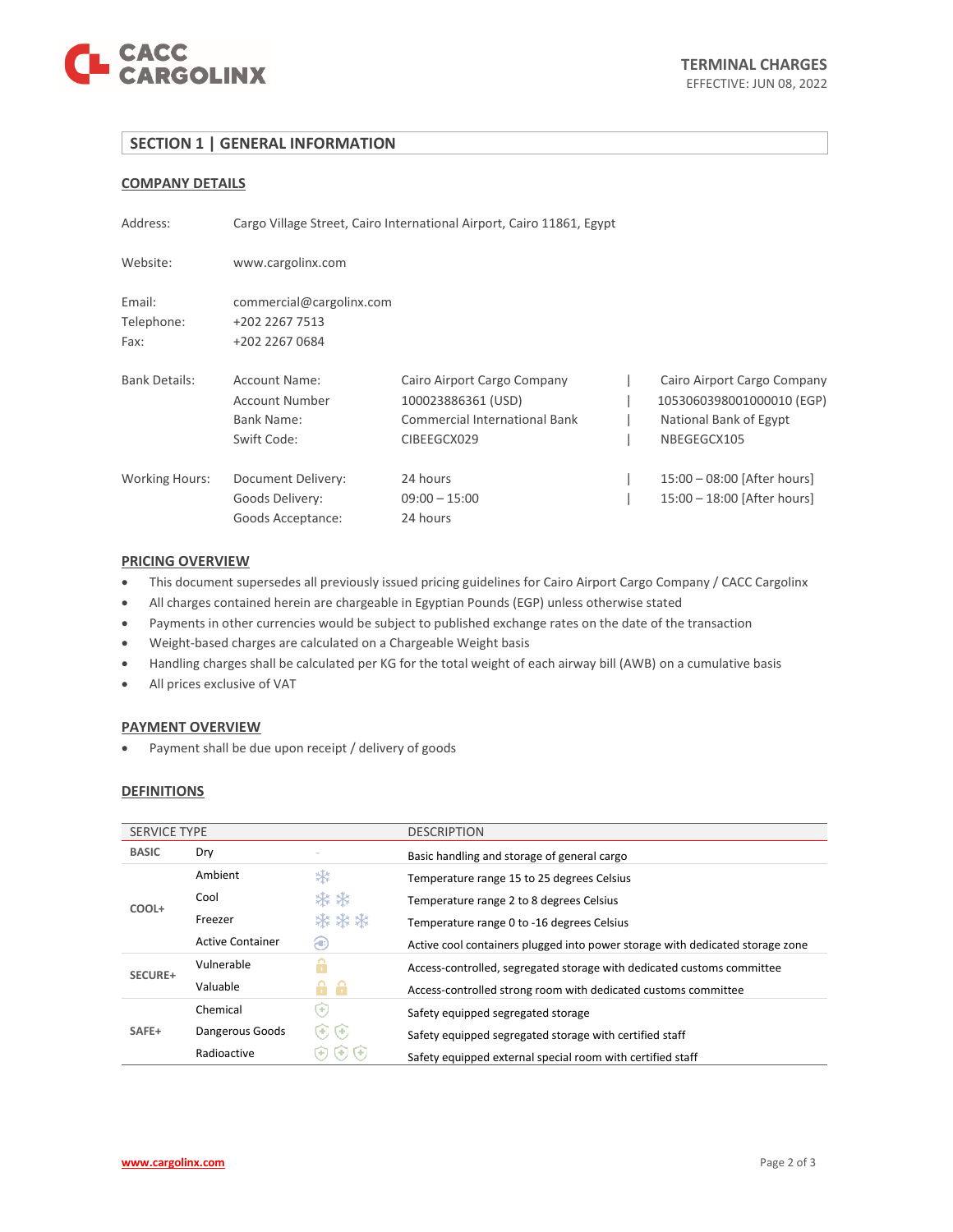# TERMINAL CHARGES

EFFECTIVE: JUN 08, 2022

## SECTION 1 | GENERAL INFORMATION

### COMPANY DETAILS

| | | | |
|---|---|---|---|
| Address: | Cargo Village Street, Cairo International Airport, Cairo 11861, Egypt | | |
| Website: | www.cargolinx.com | | |
| Email: | commercial@cargolinx.com | | |
| Telephone: | +202 2267 7513 | | |
| Fax: | +202 2267 0684 | | |
| Bank Details: | Account Name: | Cairo Airport Cargo Company | Cairo Airport Cargo Company |
| | Account Number | 100023886361 (USD) | 1053060398001000010 (EGP) |
| | Bank Name: | Commercial International Bank | National Bank of Egypt |
| | Swift Code: | CIBEEGCX029 | NBEGEGCX105 |
| Working Hours: | Document Delivery: | 24 hours | 15:00 – 08:00 [After hours] |
| | Goods Delivery: | 09:00 – 15:00 | 15:00 – 18:00 [After hours] |
| | Goods Acceptance: | 24 hours | |

### PRICING OVERVIEW

- This document supersedes all previously issued pricing guidelines for Cairo Airport Cargo Company / CACC Cargolinx
- All charges contained herein are chargeable in Egyptian Pounds (EGP) unless otherwise stated
- Payments in other currencies would be subject to published exchange rates on the date of the transaction
- Weight-based charges are calculated on a Chargeable Weight basis
- Handling charges shall be calculated per KG for the total weight of each airway bill (AWB) on a cumulative basis
- All prices exclusive of VAT

### PAYMENT OVERVIEW

- Payment shall be due upon receipt / delivery of goods

### DEFINITIONS

| SERVICE TYPE | | | DESCRIPTION |
|---|---|---|---|
| BASIC | Dry | - | Basic handling and storage of general cargo |
| COOL+ | Ambient | ❄ | Temperature range 15 to 25 degrees Celsius |
| | Cool | ❄ ❄ | Temperature range 2 to 8 degrees Celsius |
| | Freezer | ❄ ❄ ❄ | Temperature range 0 to -16 degrees Celsius |
| | Active Container | | Active cool containers plugged into power storage with dedicated storage zone |
| SECURE+ | Vulnerable | 🔒 | Access-controlled, segregated storage with dedicated customs committee |
| | Valuable | 🔒 🔒 | Access-controlled strong room with dedicated customs committee |
| SAFE+ | Chemical | 🛡 | Safety equipped segregated storage |
| | Dangerous Goods | 🛡 🛡 | Safety equipped segregated storage with certified staff |
| | Radioactive | 🛡 🛡 🛡 | Safety equipped external special room with certified staff |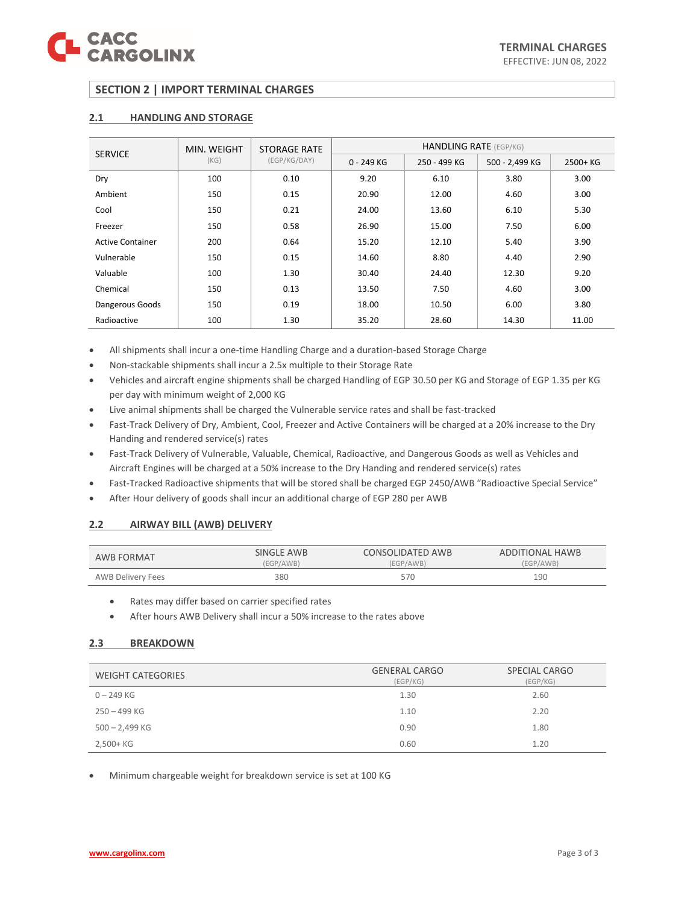## SECTION 2 | IMPORT TERMINAL CHARGES

### 2.1 HANDLING AND STORAGE

| SERVICE | MIN. WEIGHT (KG) | STORAGE RATE (EGP/KG/DAY) | HANDLING RATE (EGP/KG) | | | |
|---|---|---|---|---|---|---|
| | | | 0 - 249 KG | 250 - 499 KG | 500 - 2,499 KG | 2500+ KG |
| Dry | 100 | 0.10 | 9.20 | 6.10 | 3.80 | 3.00 |
| Ambient | 150 | 0.15 | 20.90 | 12.00 | 4.60 | 3.00 |
| Cool | 150 | 0.21 | 24.00 | 13.60 | 6.10 | 5.30 |
| Freezer | 150 | 0.58 | 26.90 | 15.00 | 7.50 | 6.00 |
| Active Container | 200 | 0.64 | 15.20 | 12.10 | 5.40 | 3.90 |
| Vulnerable | 150 | 0.15 | 14.60 | 8.80 | 4.40 | 2.90 |
| Valuable | 100 | 1.30 | 30.40 | 24.40 | 12.30 | 9.20 |
| Chemical | 150 | 0.13 | 13.50 | 7.50 | 4.60 | 3.00 |
| Dangerous Goods | 150 | 0.19 | 18.00 | 10.50 | 6.00 | 3.80 |
| Radioactive | 100 | 1.30 | 35.20 | 28.60 | 14.30 | 11.00 |

- All shipments shall incur a one-time Handling Charge and a duration-based Storage Charge
- Non-stackable shipments shall incur a 2.5x multiple to their Storage Rate
- Vehicles and aircraft engine shipments shall be charged Handling of EGP 30.50 per KG and Storage of EGP 1.35 per KG per day with minimum weight of 2,000 KG
- Live animal shipments shall be charged the Vulnerable service rates and shall be fast-tracked
- Fast-Track Delivery of Dry, Ambient, Cool, Freezer and Active Containers will be charged at a 20% increase to the Dry Handing and rendered service(s) rates
- Fast-Track Delivery of Vulnerable, Valuable, Chemical, Radioactive, and Dangerous Goods as well as Vehicles and Aircraft Engines will be charged at a 50% increase to the Dry Handing and rendered service(s) rates
- Fast-Tracked Radioactive shipments that will be stored shall be charged EGP 2450/AWB "Radioactive Special Service"
- After Hour delivery of goods shall incur an additional charge of EGP 280 per AWB

### 2.2 AIRWAY BILL (AWB) DELIVERY

| AWB FORMAT | SINGLE AWB (EGP/AWB) | CONSOLIDATED AWB (EGP/AWB) | ADDITIONAL HAWB (EGP/AWB) |
|---|---|---|---|
| AWB Delivery Fees | 380 | 570 | 190 |

- Rates may differ based on carrier specified rates
- After hours AWB Delivery shall incur a 50% increase to the rates above

### 2.3 BREAKDOWN

| WEIGHT CATEGORIES | GENERAL CARGO (EGP/KG) | SPECIAL CARGO (EGP/KG) |
|---|---|---|
| 0 – 249 KG | 1.30 | 2.60 |
| 250 – 499 KG | 1.10 | 2.20 |
| 500 – 2,499 KG | 0.90 | 1.80 |
| 2,500+ KG | 0.60 | 1.20 |

- Minimum chargeable weight for breakdown service is set at 100 KG